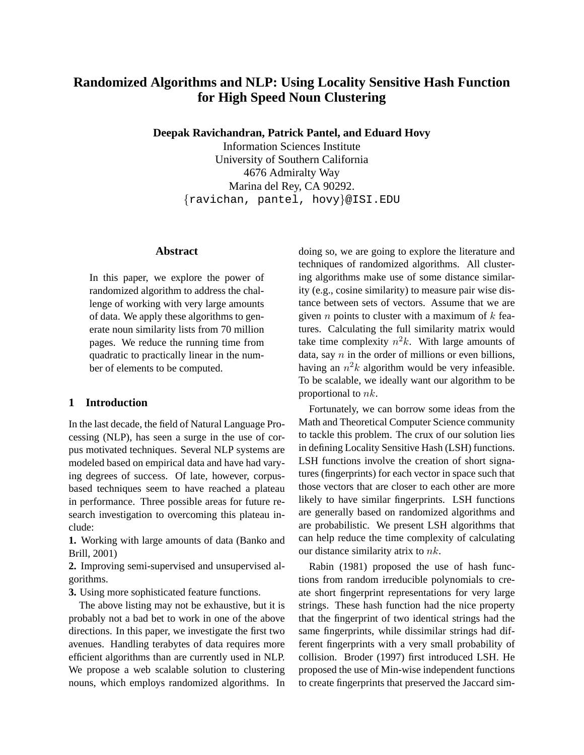# Randomized Algorithms and NLP: Using Locality Sensitive Hash Function for High Speed Noun Clustering

**Deepak Ravichandran, Patrick Pantel, and Eduard Hovy**

Information Sciences Institute
University of Southern California
4676 Admiralty Way
Marina del Rey, CA 90292.
{ravichan, pantel, hovy}@ISI.EDU

## Abstract

In this paper, we explore the power of randomized algorithm to address the challenge of working with very large amounts of data. We apply these algorithms to generate noun similarity lists from 70 million pages. We reduce the running time from quadratic to practically linear in the number of elements to be computed.

## 1 Introduction

In the last decade, the field of Natural Language Processing (NLP), has seen a surge in the use of corpus motivated techniques. Several NLP systems are modeled based on empirical data and have had varying degrees of success. Of late, however, corpus-based techniques seem to have reached a plateau in performance. Three possible areas for future research investigation to overcoming this plateau include:

**1.** Working with large amounts of data (Banko and Brill, 2001)

**2.** Improving semi-supervised and unsupervised algorithms.

**3.** Using more sophisticated feature functions.

The above listing may not be exhaustive, but it is probably not a bad bet to work in one of the above directions. In this paper, we investigate the first two avenues. Handling terabytes of data requires more efficient algorithms than are currently used in NLP. We propose a web scalable solution to clustering nouns, which employs randomized algorithms. In doing so, we are going to explore the literature and techniques of randomized algorithms. All clustering algorithms make use of some distance similarity (e.g., cosine similarity) to measure pair wise distance between sets of vectors. Assume that we are given $n$ points to cluster with a maximum of $k$ features. Calculating the full similarity matrix would take time complexity $n^2k$. With large amounts of data, say $n$ in the order of millions or even billions, having an $n^2k$ algorithm would be very infeasible. To be scalable, we ideally want our algorithm to be proportional to $nk$.

Fortunately, we can borrow some ideas from the Math and Theoretical Computer Science community to tackle this problem. The crux of our solution lies in defining Locality Sensitive Hash (LSH) functions. LSH functions involve the creation of short signatures (fingerprints) for each vector in space such that those vectors that are closer to each other are more likely to have similar fingerprints. LSH functions are generally based on randomized algorithms and are probabilistic. We present LSH algorithms that can help reduce the time complexity of calculating our distance similarity atrix to $nk$.

Rabin (1981) proposed the use of hash functions from random irreducible polynomials to create short fingerprint representations for very large strings. These hash function had the nice property that the fingerprint of two identical strings had the same fingerprints, while dissimilar strings had different fingerprints with a very small probability of collision. Broder (1997) first introduced LSH. He proposed the use of Min-wise independent functions to create fingerprints that preserved the Jaccard sim-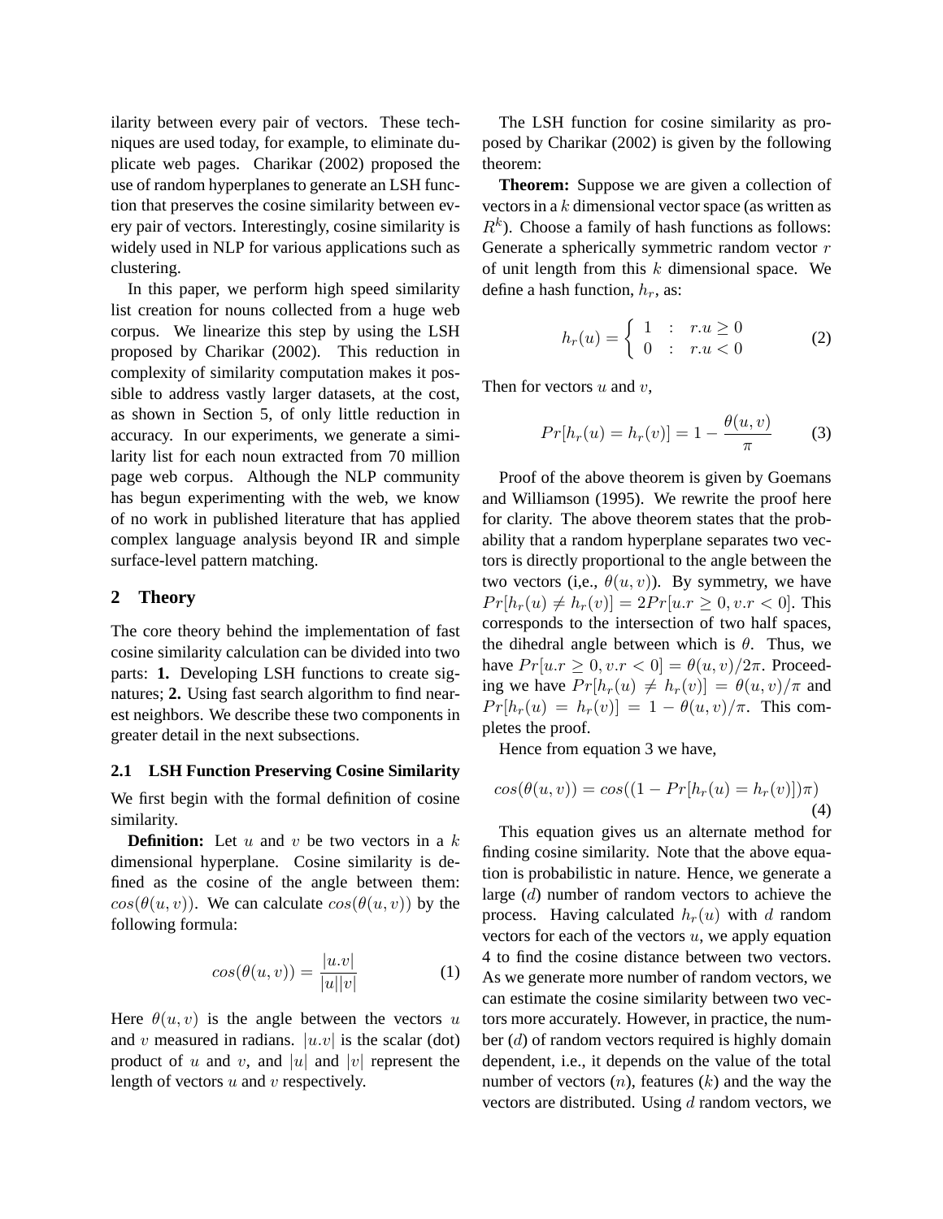ilarity between every pair of vectors. These techniques are used today, for example, to eliminate duplicate web pages. Charikar (2002) proposed the use of random hyperplanes to generate an LSH function that preserves the cosine similarity between every pair of vectors. Interestingly, cosine similarity is widely used in NLP for various applications such as clustering.

In this paper, we perform high speed similarity list creation for nouns collected from a huge web corpus. We linearize this step by using the LSH proposed by Charikar (2002). This reduction in complexity of similarity computation makes it possible to address vastly larger datasets, at the cost, as shown in Section 5, of only little reduction in accuracy. In our experiments, we generate a similarity list for each noun extracted from 70 million page web corpus. Although the NLP community has begun experimenting with the web, we know of no work in published literature that has applied complex language analysis beyond IR and simple surface-level pattern matching.

## 2 Theory

The core theory behind the implementation of fast cosine similarity calculation can be divided into two parts: **1.** Developing LSH functions to create signatures; **2.** Using fast search algorithm to find nearest neighbors. We describe these two components in greater detail in the next subsections.

### 2.1 LSH Function Preserving Cosine Similarity

We first begin with the formal definition of cosine similarity.

**Definition:** Let $u$ and $v$ be two vectors in a $k$ dimensional hyperplane. Cosine similarity is defined as the cosine of the angle between them: $cos(\theta(u, v))$. We can calculate $cos(\theta(u, v))$ by the following formula:

$$cos(\theta(u, v)) = \frac{|u.v|}{|u||v|} \tag{1}$$

Here $\theta(u, v)$ is the angle between the vectors $u$ and $v$ measured in radians. $|u.v|$ is the scalar (dot) product of $u$ and $v$, and $|u|$ and $|v|$ represent the length of vectors $u$ and $v$ respectively.

The LSH function for cosine similarity as proposed by Charikar (2002) is given by the following theorem:

**Theorem:** Suppose we are given a collection of vectors in a $k$ dimensional vector space (as written as $R^k$). Choose a family of hash functions as follows: Generate a spherically symmetric random vector $r$ of unit length from this $k$ dimensional space. We define a hash function, $h_r$, as:

$$h_r(u) = \begin{cases} 1 & : \quad r.u \geq 0 \\ 0 & : \quad r.u < 0 \end{cases} \tag{2}$$

Then for vectors $u$ and $v$,

$$Pr[h_r(u) = h_r(v)] = 1 - \frac{\theta(u, v)}{\pi} \tag{3}$$

Proof of the above theorem is given by Goemans and Williamson (1995). We rewrite the proof here for clarity. The above theorem states that the probability that a random hyperplane separates two vectors is directly proportional to the angle between the two vectors (i,e., $\theta(u, v)$). By symmetry, we have $Pr[h_r(u) \neq h_r(v)] = 2Pr[u.r \geq 0, v.r < 0]$. This corresponds to the intersection of two half spaces, the dihedral angle between which is $\theta$. Thus, we have $Pr[u.r \geq 0, v.r < 0] = \theta(u, v)/2\pi$. Proceeding we have $Pr[h_r(u) \neq h_r(v)] = \theta(u, v)/\pi$ and $Pr[h_r(u) = h_r(v)] = 1 - \theta(u, v)/\pi$. This completes the proof.

Hence from equation 3 we have,

$$cos(\theta(u, v)) = cos((1 - Pr[h_r(u) = h_r(v)])\pi) \tag{4}$$

This equation gives us an alternate method for finding cosine similarity. Note that the above equation is probabilistic in nature. Hence, we generate a large ($d$) number of random vectors to achieve the process. Having calculated $h_r(u)$ with $d$ random vectors for each of the vectors $u$, we apply equation 4 to find the cosine distance between two vectors. As we generate more number of random vectors, we can estimate the cosine similarity between two vectors more accurately. However, in practice, the number ($d$) of random vectors required is highly domain dependent, i.e., it depends on the value of the total number of vectors ($n$), features ($k$) and the way the vectors are distributed. Using $d$ random vectors, we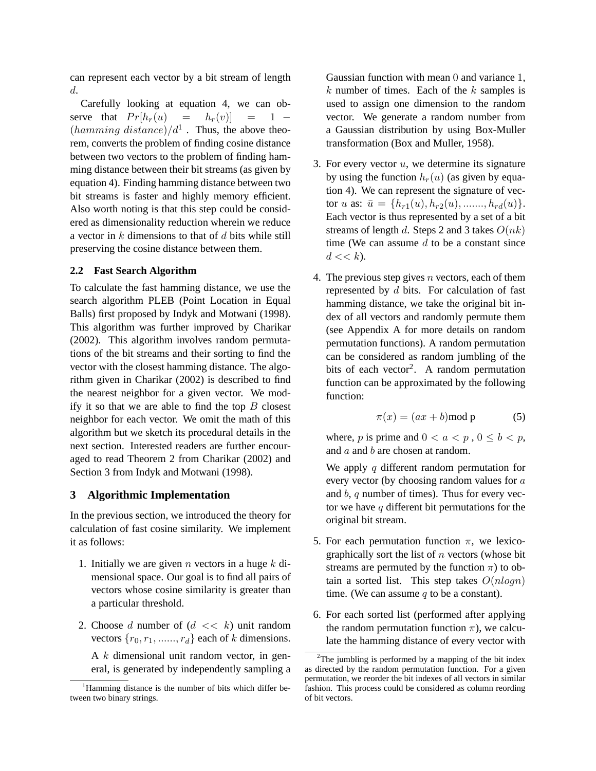can represent each vector by a bit stream of length $d$.

Carefully looking at equation 4, we can observe that $Pr[h_r(u) = h_r(v)] = 1 - (hamming\ distance)/d$[1]. Thus, the above theorem, converts the problem of finding cosine distance between two vectors to the problem of finding hamming distance between their bit streams (as given by equation 4). Finding hamming distance between two bit streams is faster and highly memory efficient. Also worth noting is that this step could be considered as dimensionality reduction wherein we reduce a vector in $k$ dimensions to that of $d$ bits while still preserving the cosine distance between them.

### 2.2 Fast Search Algorithm

To calculate the fast hamming distance, we use the search algorithm PLEB (Point Location in Equal Balls) first proposed by Indyk and Motwani (1998). This algorithm was further improved by Charikar (2002). This algorithm involves random permutations of the bit streams and their sorting to find the vector with the closest hamming distance. The algorithm given in Charikar (2002) is described to find the nearest neighbor for a given vector. We modify it so that we are able to find the top $B$ closest neighbor for each vector. We omit the math of this algorithm but we sketch its procedural details in the next section. Interested readers are further encouraged to read Theorem 2 from Charikar (2002) and Section 3 from Indyk and Motwani (1998).

## 3 Algorithmic Implementation

In the previous section, we introduced the theory for calculation of fast cosine similarity. We implement it as follows:

1. Initially we are given $n$ vectors in a huge $k$ dimensional space. Our goal is to find all pairs of vectors whose cosine similarity is greater than a particular threshold.

2. Choose $d$ number of ($d << k$) unit random vectors $\{r_0, r_1, ......, r_d\}$ each of $k$ dimensions. A $k$ dimensional unit random vector, in general, is generated by independently sampling a Gaussian function with mean 0 and variance 1, $k$ number of times. Each of the $k$ samples is used to assign one dimension to the random vector. We generate a random number from a Gaussian distribution by using Box-Muller transformation (Box and Muller, 1958).

3. For every vector $u$, we determine its signature by using the function $h_r(u)$ (as given by equation 4). We can represent the signature of vector $u$ as: $\bar{u} = \{h_{r1}(u), h_{r2}(u), ......., h_{rd}(u)\}$. Each vector is thus represented by a set of a bit streams of length $d$. Steps 2 and 3 takes $O(nk)$ time (We can assume $d$ to be a constant since $d << k$).

4. The previous step gives $n$ vectors, each of them represented by $d$ bits. For calculation of fast hamming distance, we take the original bit index of all vectors and randomly permute them (see Appendix A for more details on random permutation functions). A random permutation can be considered as random jumbling of the bits of each vector[2]. A random permutation function can be approximated by the following function:

$$\pi(x) = (ax + b) \bmod p \tag{5}$$

where, $p$ is prime and $0 < a < p$ , $0 \leq b < p$, and $a$ and $b$ are chosen at random.

We apply $q$ different random permutation for every vector (by choosing random values for $a$ and $b$, $q$ number of times). Thus for every vector we have $q$ different bit permutations for the original bit stream.

5. For each permutation function $\pi$, we lexicographically sort the list of $n$ vectors (whose bit streams are permuted by the function $\pi$) to obtain a sorted list. This step takes $O(nlogn)$ time. (We can assume $q$ to be a constant).

6. For each sorted list (performed after applying the random permutation function $\pi$), we calculate the hamming distance of every vector with

[1] Hamming distance is the number of bits which differ between two binary strings.

[2] The jumbling is performed by a mapping of the bit index as directed by the random permutation function. For a given permutation, we reorder the bit indexes of all vectors in similar fashion. This process could be considered as column reording of bit vectors.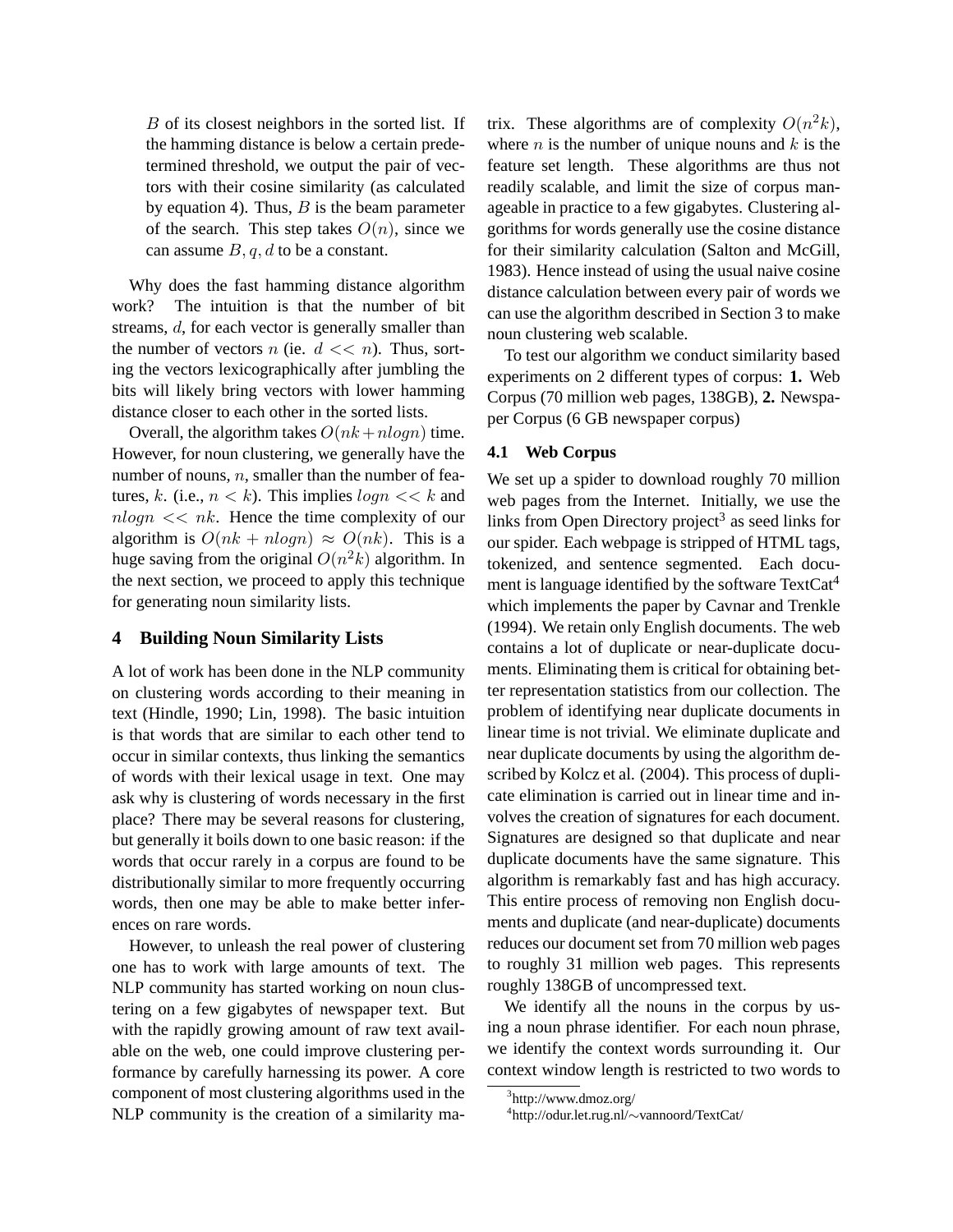$B$ of its closest neighbors in the sorted list. If the hamming distance is below a certain predetermined threshold, we output the pair of vectors with their cosine similarity (as calculated by equation 4). Thus, $B$ is the beam parameter of the search. This step takes $O(n)$, since we can assume $B, q, d$ to be a constant.

Why does the fast hamming distance algorithm work? The intuition is that the number of bit streams, $d$, for each vector is generally smaller than the number of vectors $n$ (ie. $d << n$). Thus, sorting the vectors lexicographically after jumbling the bits will likely bring vectors with lower hamming distance closer to each other in the sorted lists.

Overall, the algorithm takes $O(nk + nlogn)$ time. However, for noun clustering, we generally have the number of nouns, $n$, smaller than the number of features, $k$. (i.e., $n < k$). This implies $logn << k$ and $nlogn << nk$. Hence the time complexity of our algorithm is $O(nk + nlogn) \approx O(nk)$. This is a huge saving from the original $O(n^2k)$ algorithm. In the next section, we proceed to apply this technique for generating noun similarity lists.

## 4 Building Noun Similarity Lists

A lot of work has been done in the NLP community on clustering words according to their meaning in text (Hindle, 1990; Lin, 1998). The basic intuition is that words that are similar to each other tend to occur in similar contexts, thus linking the semantics of words with their lexical usage in text. One may ask why is clustering of words necessary in the first place? There may be several reasons for clustering, but generally it boils down to one basic reason: if the words that occur rarely in a corpus are found to be distributionally similar to more frequently occurring words, then one may be able to make better inferences on rare words.

However, to unleash the real power of clustering one has to work with large amounts of text. The NLP community has started working on noun clustering on a few gigabytes of newspaper text. But with the rapidly growing amount of raw text available on the web, one could improve clustering performance by carefully harnessing its power. A core component of most clustering algorithms used in the NLP community is the creation of a similarity matrix. These algorithms are of complexity $O(n^2k)$, where $n$ is the number of unique nouns and $k$ is the feature set length. These algorithms are thus not readily scalable, and limit the size of corpus manageable in practice to a few gigabytes. Clustering algorithms for words generally use the cosine distance for their similarity calculation (Salton and McGill, 1983). Hence instead of using the usual naive cosine distance calculation between every pair of words we can use the algorithm described in Section 3 to make noun clustering web scalable.

To test our algorithm we conduct similarity based experiments on 2 different types of corpus: **1.** Web Corpus (70 million web pages, 138GB), **2.** Newspaper Corpus (6 GB newspaper corpus)

### 4.1 Web Corpus

We set up a spider to download roughly 70 million web pages from the Internet. Initially, we use the links from Open Directory project[3] as seed links for our spider. Each webpage is stripped of HTML tags, tokenized, and sentence segmented. Each document is language identified by the software TextCat[4] which implements the paper by Cavnar and Trenkle (1994). We retain only English documents. The web contains a lot of duplicate or near-duplicate documents. Eliminating them is critical for obtaining better representation statistics from our collection. The problem of identifying near duplicate documents in linear time is not trivial. We eliminate duplicate and near duplicate documents by using the algorithm described by Kolcz et al. (2004). This process of duplicate elimination is carried out in linear time and involves the creation of signatures for each document. Signatures are designed so that duplicate and near duplicate documents have the same signature. This algorithm is remarkably fast and has high accuracy. This entire process of removing non English documents and duplicate (and near-duplicate) documents reduces our document set from 70 million web pages to roughly 31 million web pages. This represents roughly 138GB of uncompressed text.

We identify all the nouns in the corpus by using a noun phrase identifier. For each noun phrase, we identify the context words surrounding it. Our context window length is restricted to two words to

[3] http://www.dmoz.org/

[4] http://odur.let.rug.nl/∼vannoord/TextCat/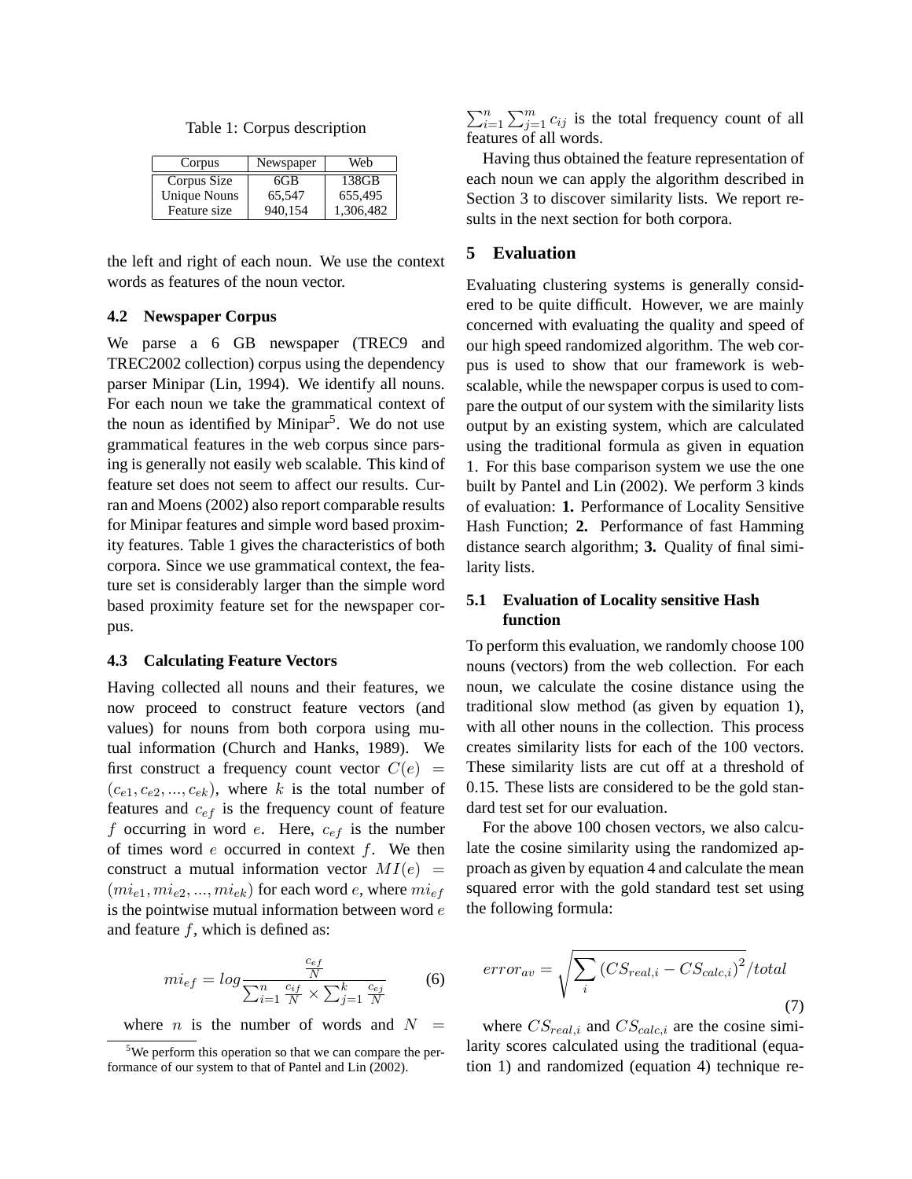Table 1: Corpus description

| Corpus | Newspaper | Web |
|---|---|---|
| Corpus Size | 6GB | 138GB |
| Unique Nouns | 65,547 | 655,495 |
| Feature size | 940,154 | 1,306,482 |

the left and right of each noun. We use the context words as features of the noun vector.

### 4.2 Newspaper Corpus

We parse a 6 GB newspaper (TREC9 and TREC2002 collection) corpus using the dependency parser Minipar (Lin, 1994). We identify all nouns. For each noun we take the grammatical context of the noun as identified by Minipar[5]. We do not use grammatical features in the web corpus since parsing is generally not easily web scalable. This kind of feature set does not seem to affect our results. Curran and Moens (2002) also report comparable results for Minipar features and simple word based proximity features. Table 1 gives the characteristics of both corpora. Since we use grammatical context, the feature set is considerably larger than the simple word based proximity feature set for the newspaper corpus.

### 4.3 Calculating Feature Vectors

Having collected all nouns and their features, we now proceed to construct feature vectors (and values) for nouns from both corpora using mutual information (Church and Hanks, 1989). We first construct a frequency count vector $C(e) = (c_{e1}, c_{e2}, ..., c_{ek})$, where $k$ is the total number of features and $c_{ef}$ is the frequency count of feature $f$ occurring in word $e$. Here, $c_{ef}$ is the number of times word $e$ occurred in context $f$. We then construct a mutual information vector $MI(e) = (mi_{e1}, mi_{e2}, ..., mi_{ek})$ for each word $e$, where $mi_{ef}$ is the pointwise mutual information between word $e$ and feature $f$, which is defined as:

$$mi_{ef} = log \frac{\frac{c_{ef}}{N}}{\sum_{i=1}^{n} \frac{c_{if}}{N} \times \sum_{j=1}^{k} \frac{c_{ej}}{N}} \tag{6}$$

where $n$ is the number of words and $N = \sum_{i=1}^{n} \sum_{j=1}^{m} c_{ij}$ is the total frequency count of all features of all words.

Having thus obtained the feature representation of each noun we can apply the algorithm described in Section 3 to discover similarity lists. We report results in the next section for both corpora.

## 5 Evaluation

Evaluating clustering systems is generally considered to be quite difficult. However, we are mainly concerned with evaluating the quality and speed of our high speed randomized algorithm. The web corpus is used to show that our framework is web-scalable, while the newspaper corpus is used to compare the output of our system with the similarity lists output by an existing system, which are calculated using the traditional formula as given in equation 1. For this base comparison system we use the one built by Pantel and Lin (2002). We perform 3 kinds of evaluation: **1.** Performance of Locality Sensitive Hash Function; **2.** Performance of fast Hamming distance search algorithm; **3.** Quality of final similarity lists.

### 5.1 Evaluation of Locality sensitive Hash function

To perform this evaluation, we randomly choose 100 nouns (vectors) from the web collection. For each noun, we calculate the cosine distance using the traditional slow method (as given by equation 1), with all other nouns in the collection. This process creates similarity lists for each of the 100 vectors. These similarity lists are cut off at a threshold of 0.15. These lists are considered to be the gold standard test set for our evaluation.

For the above 100 chosen vectors, we also calculate the cosine similarity using the randomized approach as given by equation 4 and calculate the mean squared error with the gold standard test set using the following formula:

$$error_{av} = \sqrt{\sum_{i} \left(CS_{real,i} - CS_{calc,i}\right)^2 / total} \tag{7}$$

where $CS_{real,i}$ and $CS_{calc,i}$ are the cosine similarity scores calculated using the traditional (equation 1) and randomized (equation 4) technique re-

[5] We perform this operation so that we can compare the performance of our system to that of Pantel and Lin (2002).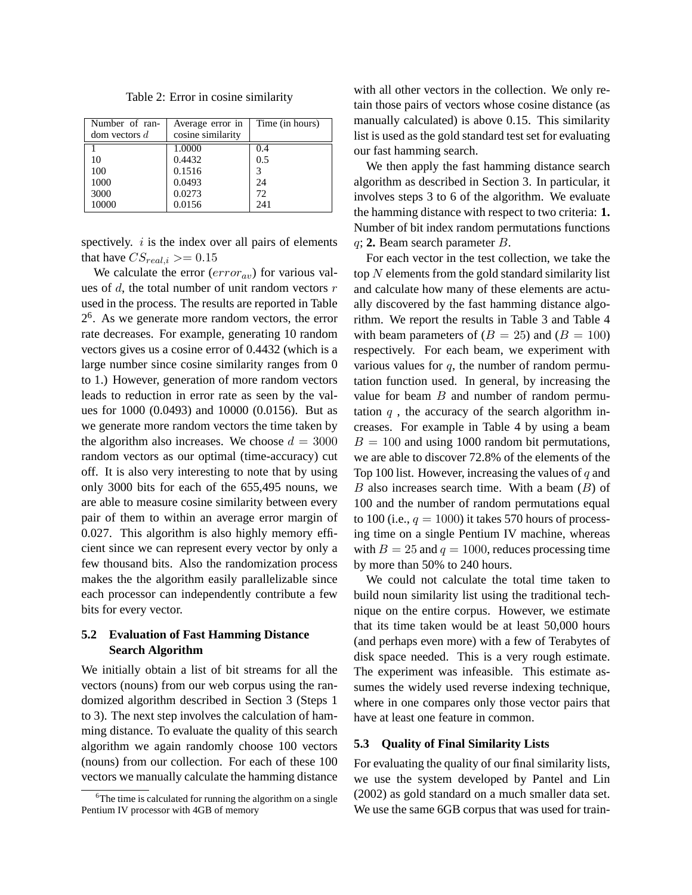Table 2: Error in cosine similarity

| Number of random vectors $d$ | Average error in cosine similarity | Time (in hours) |
|---|---|---|
| 1 | 1.0000 | 0.4 |
| 10 | 0.4432 | 0.5 |
| 100 | 0.1516 | 3 |
| 1000 | 0.0493 | 24 |
| 3000 | 0.0273 | 72 |
| 10000 | 0.0156 | 241 |

spectively. $i$ is the index over all pairs of elements that have $CS_{real,i} >= 0.15$

We calculate the error ($error_{av}$) for various values of $d$, the total number of unit random vectors $r$ used in the process. The results are reported in Table 2[6]. As we generate more random vectors, the error rate decreases. For example, generating 10 random vectors gives us a cosine error of 0.4432 (which is a large number since cosine similarity ranges from 0 to 1.) However, generation of more random vectors leads to reduction in error rate as seen by the values for 1000 (0.0493) and 10000 (0.0156). But as we generate more random vectors the time taken by the algorithm also increases. We choose $d = 3000$ random vectors as our optimal (time-accuracy) cut off. It is also very interesting to note that by using only 3000 bits for each of the 655,495 nouns, we are able to measure cosine similarity between every pair of them to within an average error margin of 0.027. This algorithm is also highly memory efficient since we can represent every vector by only a few thousand bits. Also the randomization process makes the the algorithm easily parallelizable since each processor can independently contribute a few bits for every vector.

### 5.2 Evaluation of Fast Hamming Distance Search Algorithm

We initially obtain a list of bit streams for all the vectors (nouns) from our web corpus using the randomized algorithm described in Section 3 (Steps 1 to 3). The next step involves the calculation of hamming distance. To evaluate the quality of this search algorithm we again randomly choose 100 vectors (nouns) from our collection. For each of these 100 vectors we manually calculate the hamming distance with all other vectors in the collection. We only retain those pairs of vectors whose cosine distance (as manually calculated) is above 0.15. This similarity list is used as the gold standard test set for evaluating our fast hamming search.

We then apply the fast hamming distance search algorithm as described in Section 3. In particular, it involves steps 3 to 6 of the algorithm. We evaluate the hamming distance with respect to two criteria: **1.** Number of bit index random permutations functions $q$; **2.** Beam search parameter $B$.

For each vector in the test collection, we take the top $N$ elements from the gold standard similarity list and calculate how many of these elements are actually discovered by the fast hamming distance algorithm. We report the results in Table 3 and Table 4 with beam parameters of ($B = 25$) and ($B = 100$) respectively. For each beam, we experiment with various values for $q$, the number of random permutation function used. In general, by increasing the value for beam $B$ and number of random permutation $q$ , the accuracy of the search algorithm increases. For example in Table 4 by using a beam $B = 100$ and using 1000 random bit permutations, we are able to discover 72.8% of the elements of the Top 100 list. However, increasing the values of $q$ and $B$ also increases search time. With a beam ($B$) of 100 and the number of random permutations equal to 100 (i.e., $q = 1000$) it takes 570 hours of processing time on a single Pentium IV machine, whereas with $B = 25$ and $q = 1000$, reduces processing time by more than 50% to 240 hours.

We could not calculate the total time taken to build noun similarity list using the traditional technique on the entire corpus. However, we estimate that its time taken would be at least 50,000 hours (and perhaps even more) with a few of Terabytes of disk space needed. This is a very rough estimate. The experiment was infeasible. This estimate assumes the widely used reverse indexing technique, where in one compares only those vector pairs that have at least one feature in common.

### 5.3 Quality of Final Similarity Lists

For evaluating the quality of our final similarity lists, we use the system developed by Pantel and Lin (2002) as gold standard on a much smaller data set. We use the same 6GB corpus that was used for train-

[6] The time is calculated for running the algorithm on a single Pentium IV processor with 4GB of memory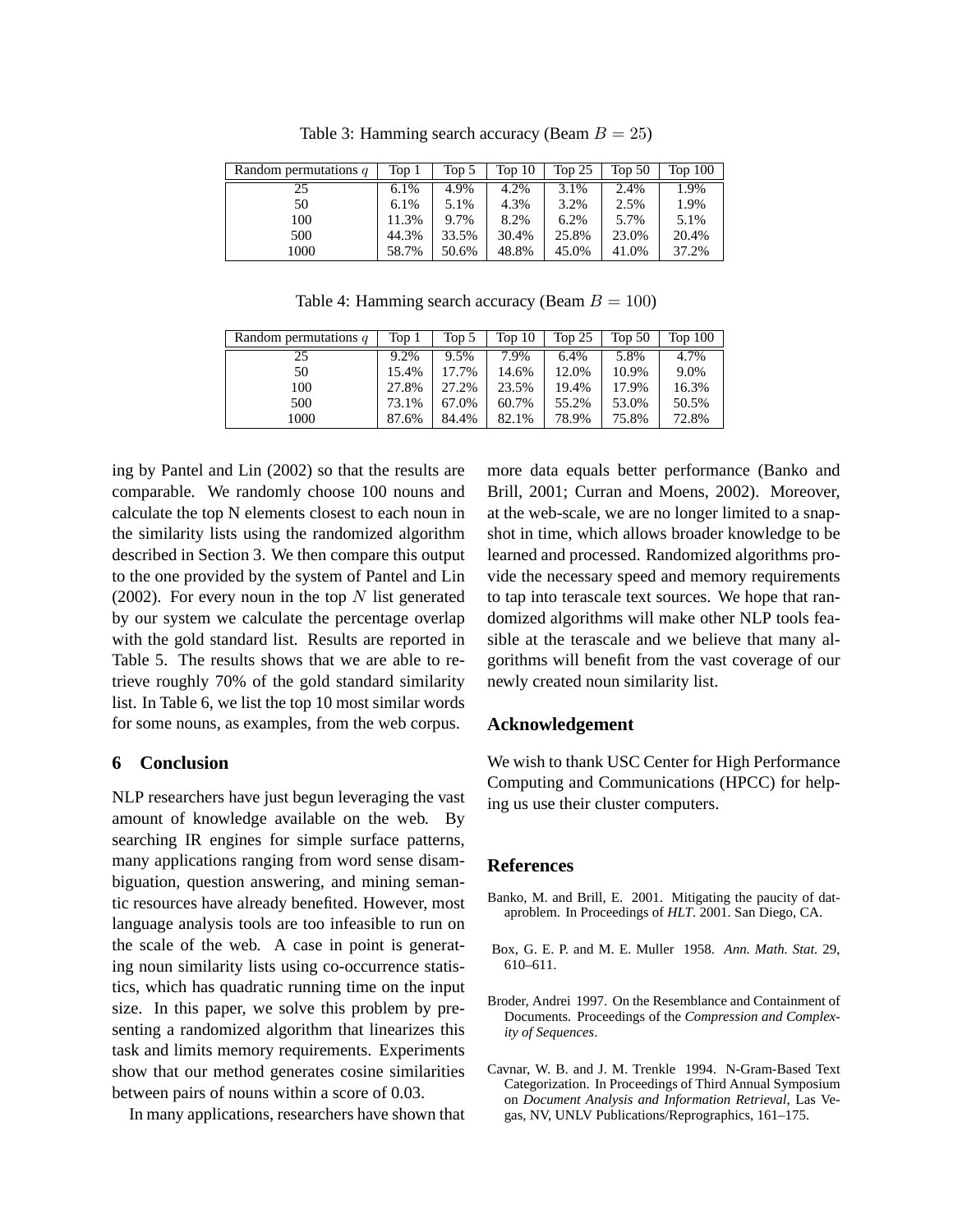Table 3: Hamming search accuracy (Beam $B = 25$)

| Random permutations $q$ | Top 1 | Top 5 | Top 10 | Top 25 | Top 50 | Top 100 |
|---|---|---|---|---|---|---|
| 25 | 6.1% | 4.9% | 4.2% | 3.1% | 2.4% | 1.9% |
| 50 | 6.1% | 5.1% | 4.3% | 3.2% | 2.5% | 1.9% |
| 100 | 11.3% | 9.7% | 8.2% | 6.2% | 5.7% | 5.1% |
| 500 | 44.3% | 33.5% | 30.4% | 25.8% | 23.0% | 20.4% |
| 1000 | 58.7% | 50.6% | 48.8% | 45.0% | 41.0% | 37.2% |

Table 4: Hamming search accuracy (Beam $B = 100$)

| Random permutations $q$ | Top 1 | Top 5 | Top 10 | Top 25 | Top 50 | Top 100 |
|---|---|---|---|---|---|---|
| 25 | 9.2% | 9.5% | 7.9% | 6.4% | 5.8% | 4.7% |
| 50 | 15.4% | 17.7% | 14.6% | 12.0% | 10.9% | 9.0% |
| 100 | 27.8% | 27.2% | 23.5% | 19.4% | 17.9% | 16.3% |
| 500 | 73.1% | 67.0% | 60.7% | 55.2% | 53.0% | 50.5% |
| 1000 | 87.6% | 84.4% | 82.1% | 78.9% | 75.8% | 72.8% |

ing by Pantel and Lin (2002) so that the results are comparable. We randomly choose 100 nouns and calculate the top N elements closest to each noun in the similarity lists using the randomized algorithm described in Section 3. We then compare this output to the one provided by the system of Pantel and Lin (2002). For every noun in the top $N$ list generated by our system we calculate the percentage overlap with the gold standard list. Results are reported in Table 5. The results shows that we are able to retrieve roughly 70% of the gold standard similarity list. In Table 6, we list the top 10 most similar words for some nouns, as examples, from the web corpus.

## 6 Conclusion

NLP researchers have just begun leveraging the vast amount of knowledge available on the web. By searching IR engines for simple surface patterns, many applications ranging from word sense disambiguation, question answering, and mining semantic resources have already benefited. However, most language analysis tools are too infeasible to run on the scale of the web. A case in point is generating noun similarity lists using co-occurrence statistics, which has quadratic running time on the input size. In this paper, we solve this problem by presenting a randomized algorithm that linearizes this task and limits memory requirements. Experiments show that our method generates cosine similarities between pairs of nouns within a score of 0.03.

In many applications, researchers have shown that more data equals better performance (Banko and Brill, 2001; Curran and Moens, 2002). Moreover, at the web-scale, we are no longer limited to a snapshot in time, which allows broader knowledge to be learned and processed. Randomized algorithms provide the necessary speed and memory requirements to tap into terascale text sources. We hope that randomized algorithms will make other NLP tools feasible at the terascale and we believe that many algorithms will benefit from the vast coverage of our newly created noun similarity list.

## Acknowledgement

We wish to thank USC Center for High Performance Computing and Communications (HPCC) for helping us use their cluster computers.

## References

Banko, M. and Brill, E. 2001. Mitigating the paucity of dataproblem. In Proceedings of *HLT*. 2001. San Diego, CA.

Box, G. E. P. and M. E. Muller 1958. *Ann. Math. Stat.* 29, 610–611.

Broder, Andrei 1997. On the Resemblance and Containment of Documents. Proceedings of the *Compression and Complexity of Sequences*.

Cavnar, W. B. and J. M. Trenkle 1994. N-Gram-Based Text Categorization. In Proceedings of Third Annual Symposium on *Document Analysis and Information Retrieval*, Las Vegas, NV, UNLV Publications/Reprographics, 161–175.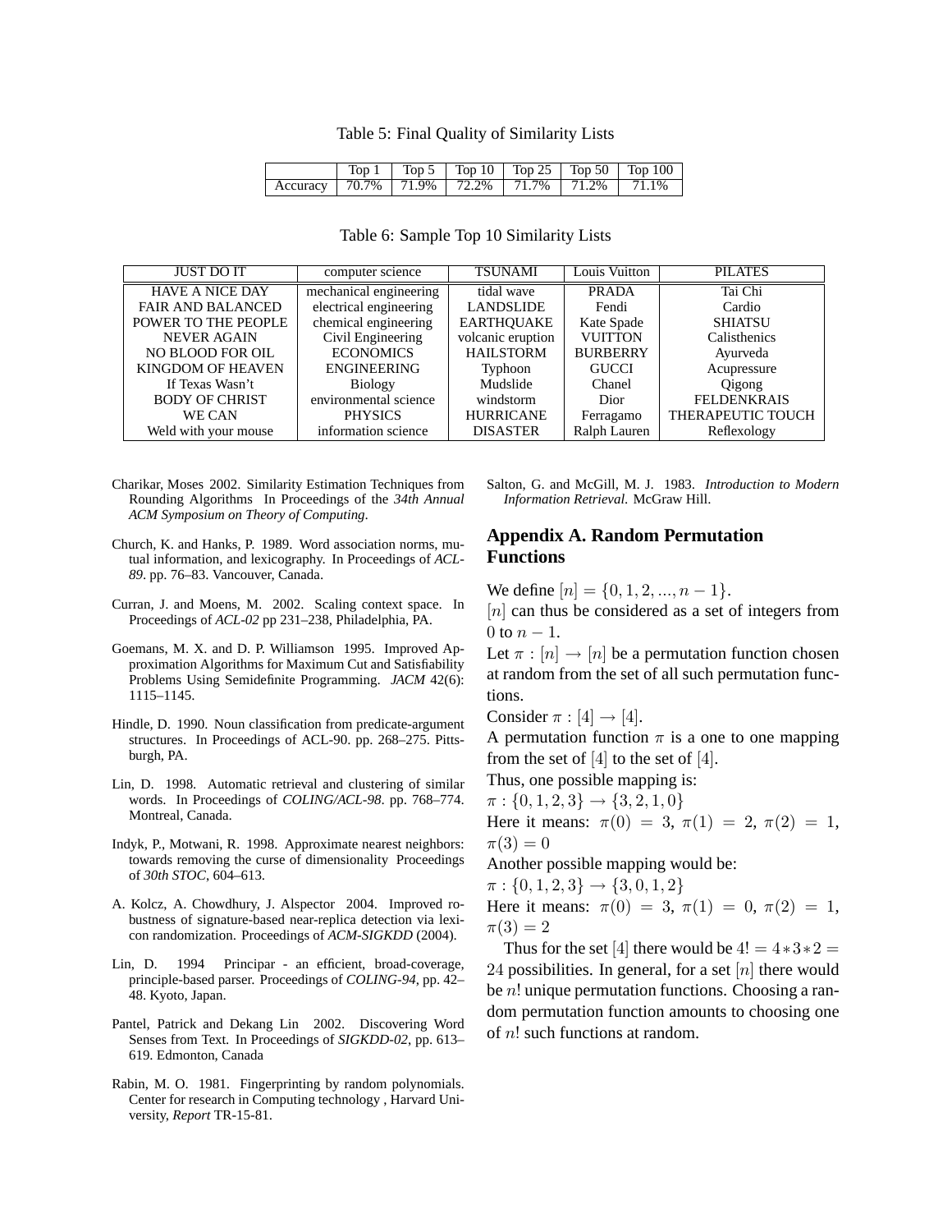Table 5: Final Quality of Similarity Lists

| | Top 1 | Top 5 | Top 10 | Top 25 | Top 50 | Top 100 |
|---|---|---|---|---|---|---|
| Accuracy | 70.7% | 71.9% | 72.2% | 71.7% | 71.2% | 71.1% |

Table 6: Sample Top 10 Similarity Lists

| JUST DO IT | computer science | TSUNAMI | Louis Vuitton | PILATES |
|---|---|---|---|---|
| HAVE A NICE DAY | mechanical engineering | tidal wave | PRADA | Tai Chi |
| FAIR AND BALANCED | electrical engineering | LANDSLIDE | Fendi | Cardio |
| POWER TO THE PEOPLE | chemical engineering | EARTHQUAKE | Kate Spade | SHIATSU |
| NEVER AGAIN | Civil Engineering | volcanic eruption | VUITTON | Calisthenics |
| NO BLOOD FOR OIL | ECONOMICS | HAILSTORM | BURBERRY | Ayurveda |
| KINGDOM OF HEAVEN | ENGINEERING | Typhoon | GUCCI | Acupressure |
| If Texas Wasn't | Biology | Mudslide | Chanel | Qigong |
| BODY OF CHRIST | environmental science | windstorm | Dior | FELDENKRAIS |
| WE CAN | PHYSICS | HURRICANE | Ferragamo | THERAPEUTIC TOUCH |
| Weld with your mouse | information science | DISASTER | Ralph Lauren | Reflexology |

Charikar, Moses 2002. Similarity Estimation Techniques from Rounding Algorithms In Proceedings of the *34th Annual ACM Symposium on Theory of Computing*.

Church, K. and Hanks, P. 1989. Word association norms, mutual information, and lexicography. In Proceedings of *ACL-89*. pp. 76–83. Vancouver, Canada.

Curran, J. and Moens, M. 2002. Scaling context space. In Proceedings of *ACL-02* pp 231–238, Philadelphia, PA.

Goemans, M. X. and D. P. Williamson 1995. Improved Approximation Algorithms for Maximum Cut and Satisfiability Problems Using Semidefinite Programming. *JACM* 42(6): 1115–1145.

Hindle, D. 1990. Noun classification from predicate-argument structures. In Proceedings of ACL-90. pp. 268–275. Pittsburgh, PA.

Lin, D. 1998. Automatic retrieval and clustering of similar words. In Proceedings of *COLING/ACL-98*. pp. 768–774. Montreal, Canada.

Indyk, P., Motwani, R. 1998. Approximate nearest neighbors: towards removing the curse of dimensionality Proceedings of *30th STOC*, 604–613.

A. Kolcz, A. Chowdhury, J. Alspector 2004. Improved robustness of signature-based near-replica detection via lexicon randomization. Proceedings of *ACM-SIGKDD* (2004).

Lin, D. 1994 Principar - an efficient, broad-coverage, principle-based parser. Proceedings of *COLING-94*, pp. 42–48. Kyoto, Japan.

Pantel, Patrick and Dekang Lin 2002. Discovering Word Senses from Text. In Proceedings of *SIGKDD-02*, pp. 613–619. Edmonton, Canada

Rabin, M. O. 1981. Fingerprinting by random polynomials. Center for research in Computing technology , Harvard University, *Report* TR-15-81.

Salton, G. and McGill, M. J. 1983. *Introduction to Modern Information Retrieval*. McGraw Hill.

## Appendix A. Random Permutation Functions

We define $[n] = \{0, 1, 2, ..., n-1\}$.
$[n]$ can thus be considered as a set of integers from 0 to $n-1$.
Let $\pi : [n] \rightarrow [n]$ be a permutation function chosen at random from the set of all such permutation functions.
Consider $\pi : [4] \rightarrow [4]$.
A permutation function $\pi$ is a one to one mapping from the set of $[4]$ to the set of $[4]$.
Thus, one possible mapping is:
$\pi : \{0, 1, 2, 3\} \rightarrow \{3, 2, 1, 0\}$
Here it means: $\pi(0) = 3$, $\pi(1) = 2$, $\pi(2) = 1$, $\pi(3) = 0$
Another possible mapping would be:
$\pi : \{0, 1, 2, 3\} \rightarrow \{3, 0, 1, 2\}$
Here it means: $\pi(0) = 3$, $\pi(1) = 0$, $\pi(2) = 1$, $\pi(3) = 2$

Thus for the set $[4]$ there would be $4! = 4*3*2 = 24$ possibilities. In general, for a set $[n]$ there would be $n!$ unique permutation functions. Choosing a random permutation function amounts to choosing one of $n!$ such functions at random.